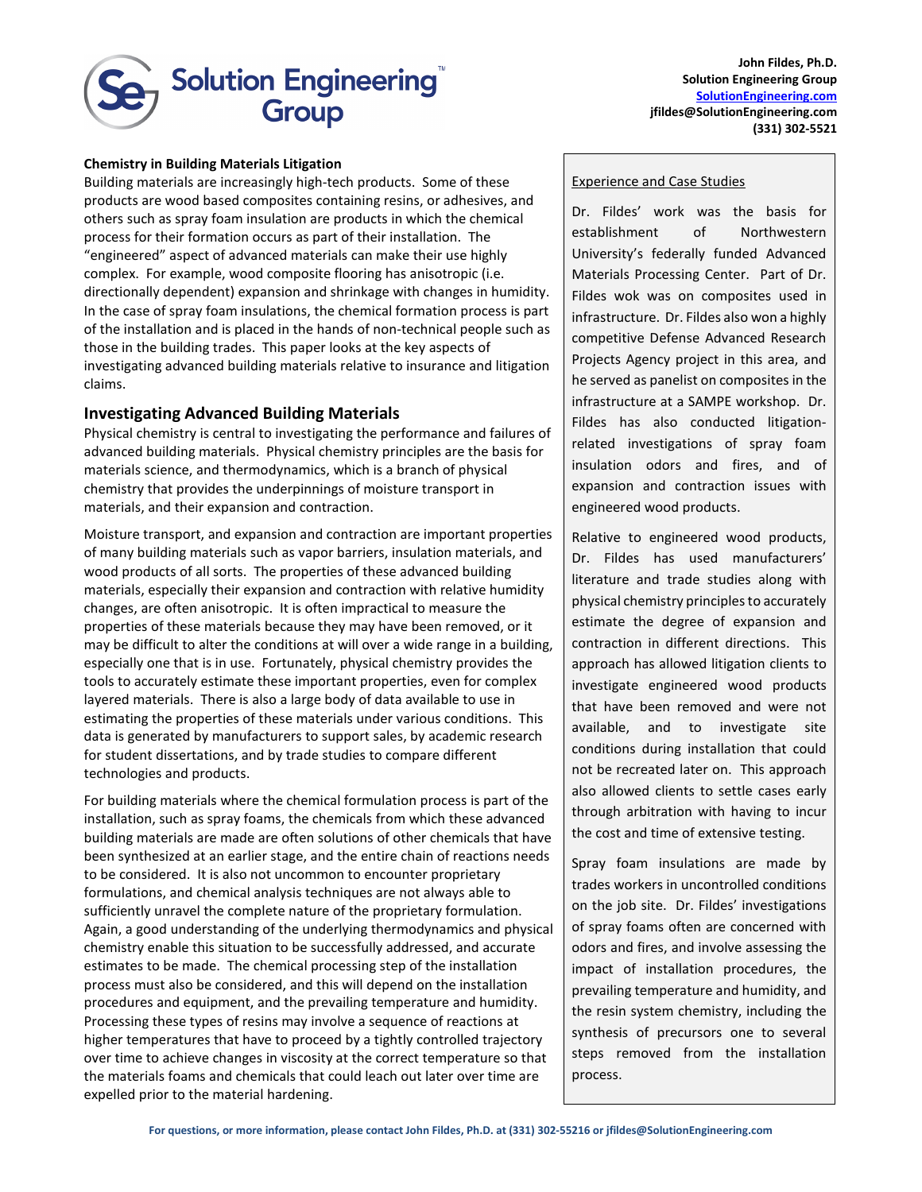John Fildes, Ph.D.
Solution Engineering Group
[SolutionEngineering.com](http://SolutionEngineering.com)
jfildes@SolutionEngineering.com
(331) 302-5521

**Chemistry in Building Materials Litigation**

Building materials are increasingly high-tech products. Some of these products are wood based composites containing resins, or adhesives, and others such as spray foam insulation are products in which the chemical process for their formation occurs as part of their installation. The "engineered" aspect of advanced materials can make their use highly complex. For example, wood composite flooring has anisotropic (i.e. directionally dependent) expansion and shrinkage with changes in humidity. In the case of spray foam insulations, the chemical formation process is part of the installation and is placed in the hands of non-technical people such as those in the building trades. This paper looks at the key aspects of investigating advanced building materials relative to insurance and litigation claims.

## Investigating Advanced Building Materials

Physical chemistry is central to investigating the performance and failures of advanced building materials. Physical chemistry principles are the basis for materials science, and thermodynamics, which is a branch of physical chemistry that provides the underpinnings of moisture transport in materials, and their expansion and contraction.

Moisture transport, and expansion and contraction are important properties of many building materials such as vapor barriers, insulation materials, and wood products of all sorts. The properties of these advanced building materials, especially their expansion and contraction with relative humidity changes, are often anisotropic. It is often impractical to measure the properties of these materials because they may have been removed, or it may be difficult to alter the conditions at will over a wide range in a building, especially one that is in use. Fortunately, physical chemistry provides the tools to accurately estimate these important properties, even for complex layered materials. There is also a large body of data available to use in estimating the properties of these materials under various conditions. This data is generated by manufacturers to support sales, by academic research for student dissertations, and by trade studies to compare different technologies and products.

For building materials where the chemical formulation process is part of the installation, such as spray foams, the chemicals from which these advanced building materials are made are often solutions of other chemicals that have been synthesized at an earlier stage, and the entire chain of reactions needs to be considered. It is also not uncommon to encounter proprietary formulations, and chemical analysis techniques are not always able to sufficiently unravel the complete nature of the proprietary formulation. Again, a good understanding of the underlying thermodynamics and physical chemistry enable this situation to be successfully addressed, and accurate estimates to be made. The chemical processing step of the installation process must also be considered, and this will depend on the installation procedures and equipment, and the prevailing temperature and humidity. Processing these types of resins may involve a sequence of reactions at higher temperatures that have to proceed by a tightly controlled trajectory over time to achieve changes in viscosity at the correct temperature so that the materials foams and chemicals that could leach out later over time are expelled prior to the material hardening.

<u>Experience and Case Studies</u>

Dr. Fildes' work was the basis for establishment of Northwestern University's federally funded Advanced Materials Processing Center. Part of Dr. Fildes wok was on composites used in infrastructure. Dr. Fildes also won a highly competitive Defense Advanced Research Projects Agency project in this area, and he served as panelist on composites in the infrastructure at a SAMPE workshop. Dr. Fildes has also conducted litigation-related investigations of spray foam insulation odors and fires, and of expansion and contraction issues with engineered wood products.

Relative to engineered wood products, Dr. Fildes has used manufacturers' literature and trade studies along with physical chemistry principles to accurately estimate the degree of expansion and contraction in different directions. This approach has allowed litigation clients to investigate engineered wood products that have been removed and were not available, and to investigate site conditions during installation that could not be recreated later on. This approach also allowed clients to settle cases early through arbitration with having to incur the cost and time of extensive testing.

Spray foam insulations are made by trades workers in uncontrolled conditions on the job site. Dr. Fildes' investigations of spray foams often are concerned with odors and fires, and involve assessing the impact of installation procedures, the prevailing temperature and humidity, and the resin system chemistry, including the synthesis of precursors one to several steps removed from the installation process.

**For questions, or more information, please contact John Fildes, Ph.D. at (331) 302-55216 or jfildes@SolutionEngineering.com**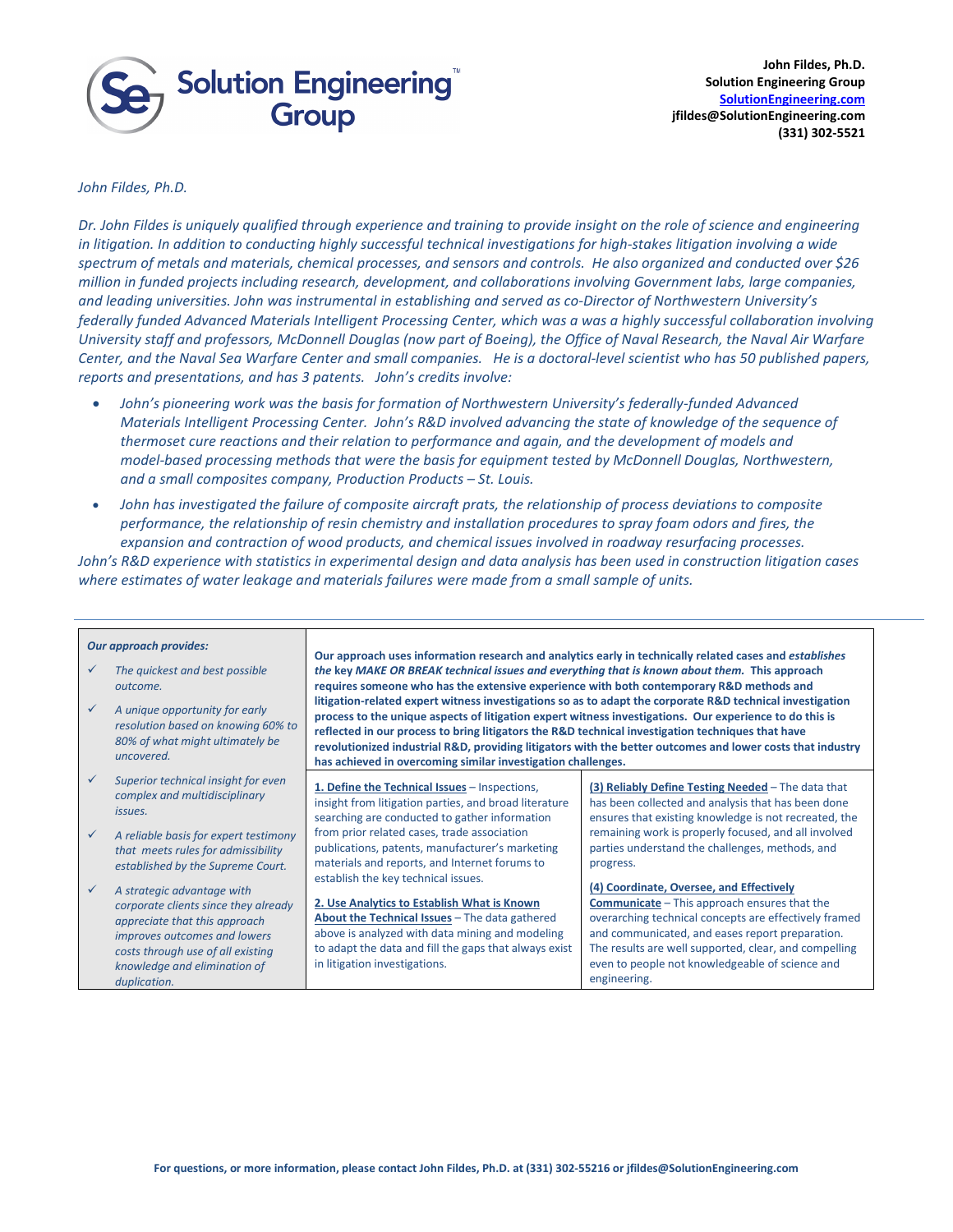**John Fildes, Ph.D.**
**Solution Engineering Group**
**[SolutionEngineering.com](SolutionEngineering.com)**
**jfildes@SolutionEngineering.com**
**(331) 302-5521**

*John Fildes, Ph.D.*

*Dr. John Fildes is uniquely qualified through experience and training to provide insight on the role of science and engineering in litigation. In addition to conducting highly successful technical investigations for high-stakes litigation involving a wide spectrum of metals and materials, chemical processes, and sensors and controls. He also organized and conducted over $26 million in funded projects including research, development, and collaborations involving Government labs, large companies, and leading universities. John was instrumental in establishing and served as co-Director of Northwestern University's federally funded Advanced Materials Intelligent Processing Center, which was a was a highly successful collaboration involving University staff and professors, McDonnell Douglas (now part of Boeing), the Office of Naval Research, the Naval Air Warfare Center, and the Naval Sea Warfare Center and small companies. He is a doctoral-level scientist who has 50 published papers, reports and presentations, and has 3 patents. John's credits involve:*

- *John's pioneering work was the basis for formation of Northwestern University's federally-funded Advanced Materials Intelligent Processing Center. John's R&D involved advancing the state of knowledge of the sequence of thermoset cure reactions and their relation to performance and again, and the development of models and model-based processing methods that were the basis for equipment tested by McDonnell Douglas, Northwestern, and a small composites company, Production Products – St. Louis.*
- *John has investigated the failure of composite aircraft prats, the relationship of process deviations to composite performance, the relationship of resin chemistry and installation procedures to spray foam odors and fires, the expansion and contraction of wood products, and chemical issues involved in roadway resurfacing processes.*

*John's R&D experience with statistics in experimental design and data analysis has been used in construction litigation cases where estimates of water leakage and materials failures were made from a small sample of units.*

---

***Our approach provides:***

- ✓ *The quickest and best possible outcome.*
- ✓ *A unique opportunity for early resolution based on knowing 60% to 80% of what might ultimately be uncovered.*
- ✓ *Superior technical insight for even complex and multidisciplinary issues.*
- ✓ *A reliable basis for expert testimony that meets rules for admissibility established by the Supreme Court.*
- ✓ *A strategic advantage with corporate clients since they already appreciate that this approach improves outcomes and lowers costs through use of all existing knowledge and elimination of duplication.*

**Our approach uses information research and analytics early in technically related cases and *establishes the* key *MAKE OR BREAK technical issues and everything that is known about them.* This approach requires someone who has the extensive experience with both contemporary R&D methods and litigation-related expert witness investigations so as to adapt the corporate R&D technical investigation process to the unique aspects of litigation expert witness investigations. Our experience to do this is reflected in our process to bring litigators the R&D technical investigation techniques that have revolutionized industrial R&D, providing litigators with the better outcomes and lower costs that industry has achieved in overcoming similar investigation challenges.**

**1. Define the Technical Issues** – Inspections, insight from litigation parties, and broad literature searching are conducted to gather information from prior related cases, trade association publications, patents, manufacturer's marketing materials and reports, and Internet forums to establish the key technical issues.

**2. Use Analytics to Establish What is Known About the Technical Issues** – The data gathered above is analyzed with data mining and modeling to adapt the data and fill the gaps that always exist in litigation investigations.

**(3) Reliably Define Testing Needed** – The data that has been collected and analysis that has been done ensures that existing knowledge is not recreated, the remaining work is properly focused, and all involved parties understand the challenges, methods, and progress.

**(4) Coordinate, Oversee, and Effectively Communicate** – This approach ensures that the overarching technical concepts are effectively framed and communicated, and eases report preparation. The results are well supported, clear, and compelling even to people not knowledgeable of science and engineering.

**For questions, or more information, please contact John Fildes, Ph.D. at (331) 302-55216 or jfildes@SolutionEngineering.com**